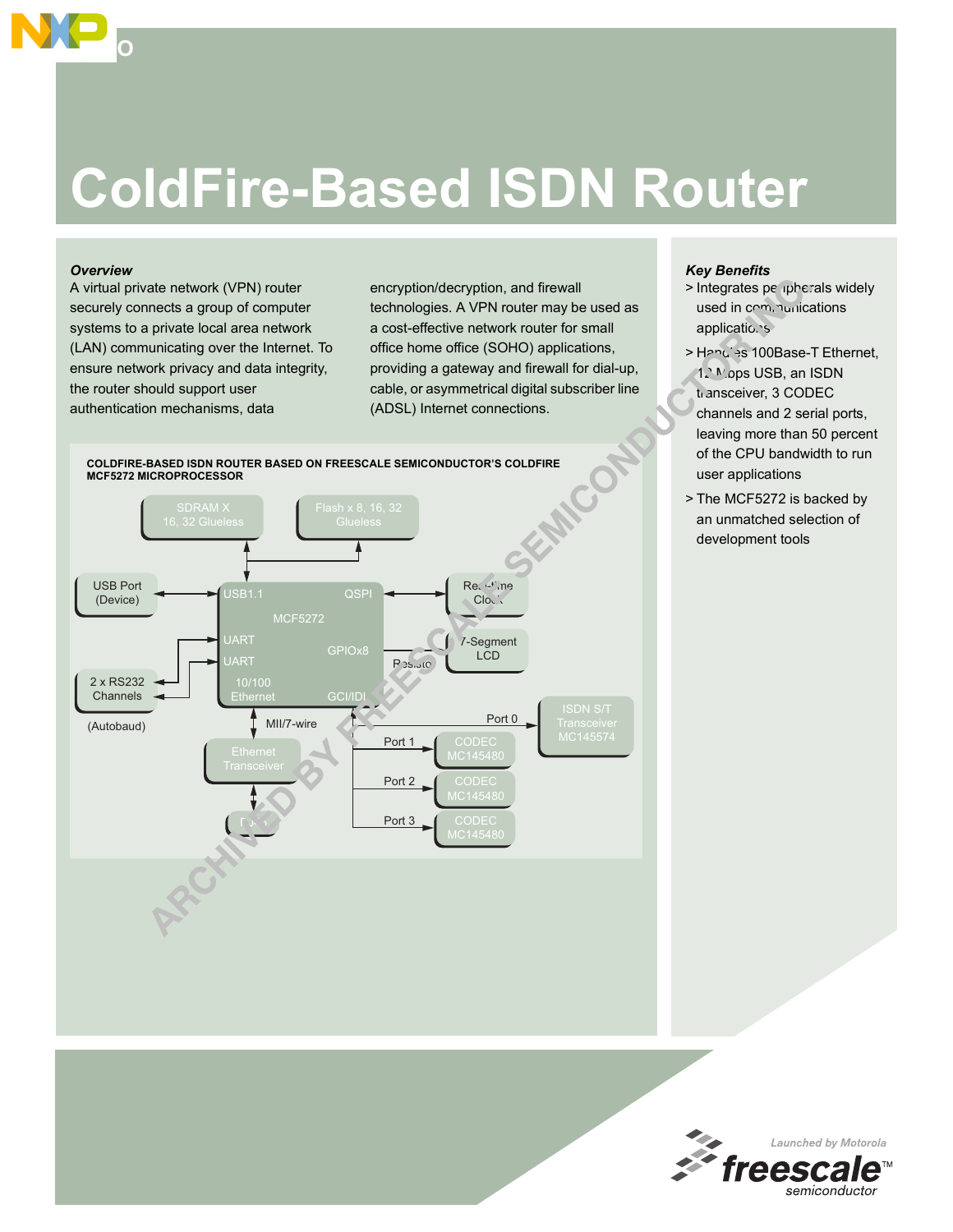# ColdFire-Based ISDN Router

### *Overview*

A virtual private network (VPN) router securely connects a group of computer systems to a private local area network (LAN) communicating over the Internet. To ensure network privacy and data integrity, the router should support user authentication mechanisms, data encryption/decryption, and firewall technologies. A VPN router may be used as a cost-effective network router for small office home office (SOHO) applications, providing a gateway and firewall for dial-up, cable, or asymmetrical digital subscriber line (ADSL) Internet connections.

**COLDFIRE-BASED ISDN ROUTER BASED ON FREESCALE SEMICONDUCTOR'S COLDFIRE MCF5272 MICROPROCESSOR**

SDRAM X 16, 32 Glueless

Flash x 8, 16, 32 Glueless

USB Port (Device)

USB1.1

QSPI

MCF5272

Real-time Clock

UART

UART

GPIOx8

7-Segment LCD

Resistor

2 x RS232 Channels

(Autobaud)

10/100 Ethernet

GCI/IDL

MII/7-wire

Port 0

ISDN S/T Transceiver MC145574

Ethernet Transceiver

Port 1

CODEC MC145480

Port 2

CODEC MC145480

Port 3

CODEC MC145480

RJ-45

### *Key Benefits*

- Integrates peripherals widely used in communications applications
- Handles 100Base-T Ethernet, 12 Mbps USB, an ISDN transceiver, 3 CODEC channels and 2 serial ports, leaving more than 50 percent of the CPU bandwidth to run user applications
- The MCF5272 is backed by an unmatched selection of development tools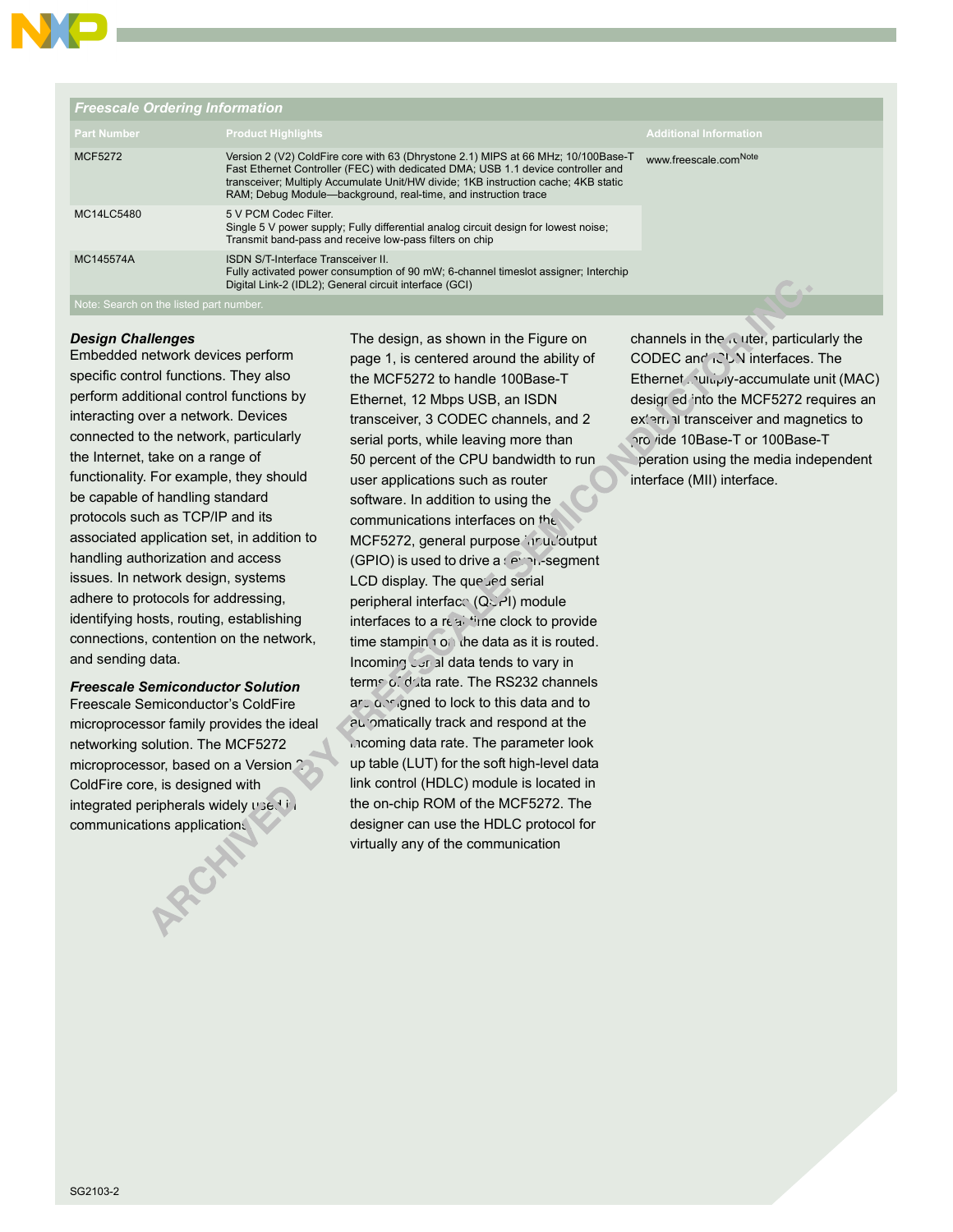## Freescale Ordering Information

| Part Number | Product Highlights | Additional Information |
| --- | --- | --- |
| MCF5272 | Version 2 (V2) ColdFire core with 63 (Dhrystone 2.1) MIPS at 66 MHz; 10/100Base-T Fast Ethernet Controller (FEC) with dedicated DMA; USB 1.1 device controller and transceiver; Multiply Accumulate Unit/HW divide; 1KB instruction cache; 4KB static RAM; Debug Module—background, real-time, and instruction trace | www.freescale.com[Note] |
| MC14LC5480 | 5 V PCM Codec Filter. Single 5 V power supply; Fully differential analog circuit design for lowest noise; Transmit band-pass and receive low-pass filters on chip | |
| MC145574A | ISDN S/T-Interface Transceiver II. Fully activated power consumption of 90 mW; 6-channel timeslot assigner; Interchip Digital Link-2 (IDL2); General circuit interface (GCI) | |

Note: Search on the listed part number.

### *Design Challenges*

Embedded network devices perform specific control functions. They also perform additional control functions by interacting over a network. Devices connected to the network, particularly the Internet, take on a range of functionality. For example, they should be capable of handling standard protocols such as TCP/IP and its associated application set, in addition to handling authorization and access issues. In network design, systems adhere to protocols for addressing, identifying hosts, routing, establishing connections, contention on the network, and sending data.

### *Freescale Semiconductor Solution*

Freescale Semiconductor's ColdFire microprocessor family provides the ideal networking solution. The MCF5272 microprocessor, based on a Version 2 ColdFire core, is designed with integrated peripherals widely used in communications applications.

The design, as shown in the Figure on page 1, is centered around the ability of the MCF5272 to handle 100Base-T Ethernet, 12 Mbps USB, an ISDN transceiver, 3 CODEC channels, and 2 serial ports, while leaving more than 50 percent of the CPU bandwidth to run user applications such as router software. In addition to using the communications interfaces on the MCF5272, general purpose input/output (GPIO) is used to drive a seven-segment LCD display. The queued serial peripheral interface (QSPI) module interfaces to a real-time clock to provide time stamping on the data as it is routed. Incoming serial data tends to vary in terms of data rate. The RS232 channels are designed to lock to this data and to automatically track and respond at the incoming data rate. The parameter look up table (LUT) for the soft high-level data link control (HDLC) module is located in the on-chip ROM of the MCF5272. The designer can use the HDLC protocol for virtually any of the communication channels in the router, particularly the CODEC and ISDN interfaces. The Ethernet multiply-accumulate unit (MAC) designed into the MCF5272 requires an external transceiver and magnetics to provide 10Base-T or 100Base-T operation using the media independent interface (MII) interface.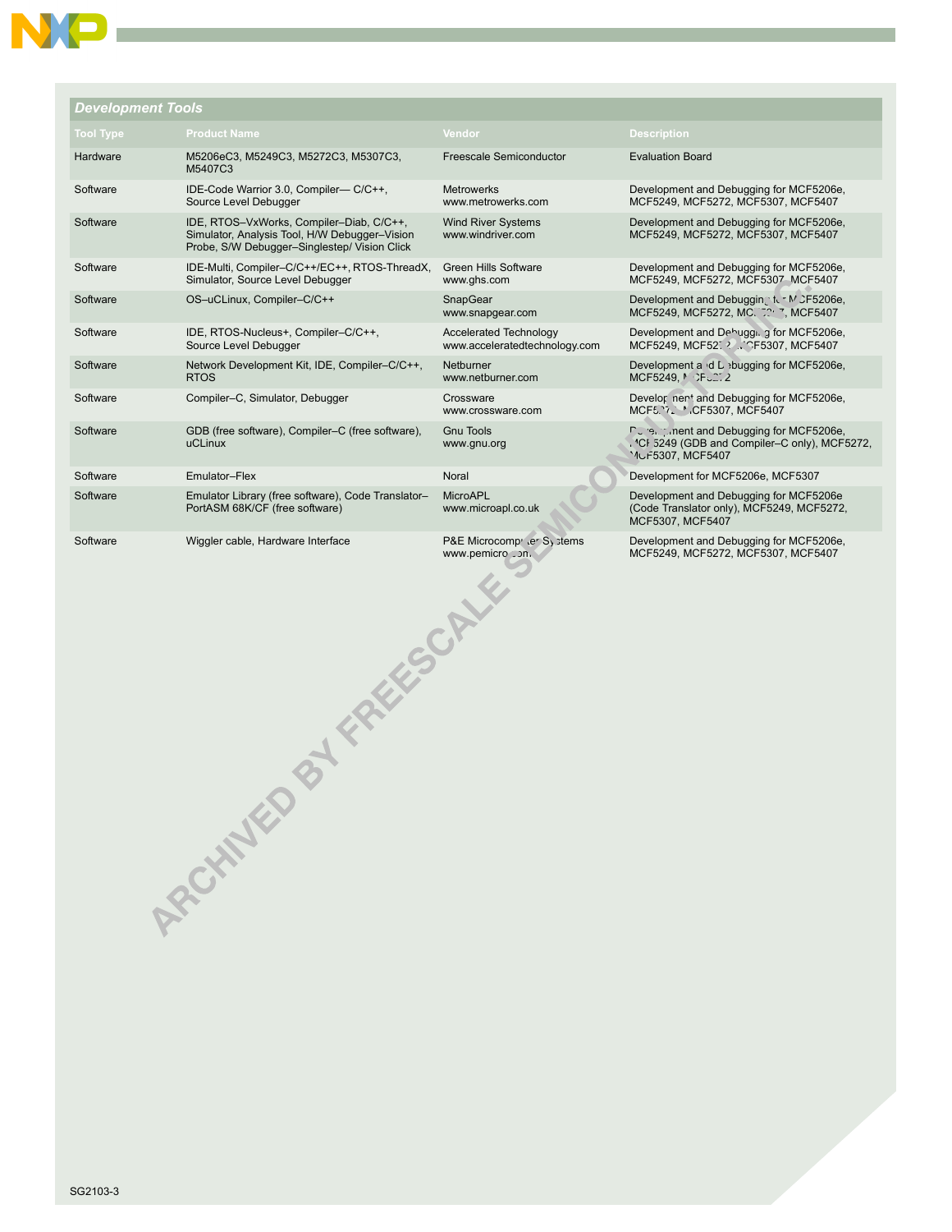## Development Tools

| Tool Type | Product Name | Vendor | Description |
|---|---|---|---|
| Hardware | M5206eC3, M5249C3, M5272C3, M5307C3, M5407C3 | Freescale Semiconductor | Evaluation Board |
| Software | IDE-Code Warrior 3.0, Compiler— C/C++, Source Level Debugger | Metrowerks www.metrowerks.com | Development and Debugging for MCF5206e, MCF5249, MCF5272, MCF5307, MCF5407 |
| Software | IDE, RTOS–VxWorks, Compiler–Diab, C/C++, Simulator, Analysis Tool, H/W Debugger–Vision Probe, S/W Debugger–Singlestep/ Vision Click | Wind River Systems www.windriver.com | Development and Debugging for MCF5206e, MCF5249, MCF5272, MCF5307, MCF5407 |
| Software | IDE-Multi, Compiler–C/C++/EC++, RTOS-ThreadX, Simulator, Source Level Debugger | Green Hills Software www.ghs.com | Development and Debugging for MCF5206e, MCF5249, MCF5272, MCF5307, MCF5407 |
| Software | OS–uCLinux, Compiler–C/C++ | SnapGear www.snapgear.com | Development and Debugging for MCF5206e, MCF5249, MCF5272, MCF5307, MCF5407 |
| Software | IDE, RTOS-Nucleus+, Compiler–C/C++, Source Level Debugger | Accelerated Technology www.acceleratedtechnology.com | Development and Debugging for MCF5206e, MCF5249, MCF5272, MCF5307, MCF5407 |
| Software | Network Development Kit, IDE, Compiler–C/C++, RTOS | Netburner www.netburner.com | Development and Debugging for MCF5206e, MCF5249, MCF5272 |
| Software | Compiler–C, Simulator, Debugger | Crossware www.crossware.com | Development and Debugging for MCF5206e, MCF5272, MCF5307, MCF5407 |
| Software | GDB (free software), Compiler–C (free software), uCLinux | Gnu Tools www.gnu.org | Development and Debugging for MCF5206e, MCF5249 (GDB and Compiler–C only), MCF5272, MCF5307, MCF5407 |
| Software | Emulator–Flex | Noral | Development for MCF5206e, MCF5307 |
| Software | Emulator Library (free software), Code Translator–PortASM 68K/CF (free software) | MicroAPL www.microapl.co.uk | Development and Debugging for MCF5206e (Code Translator only), MCF5249, MCF5272, MCF5307, MCF5407 |
| Software | Wiggler cable, Hardware Interface | P&E Microcomputer Systems www.pemicro.com | Development and Debugging for MCF5206e, MCF5249, MCF5272, MCF5307, MCF5407 |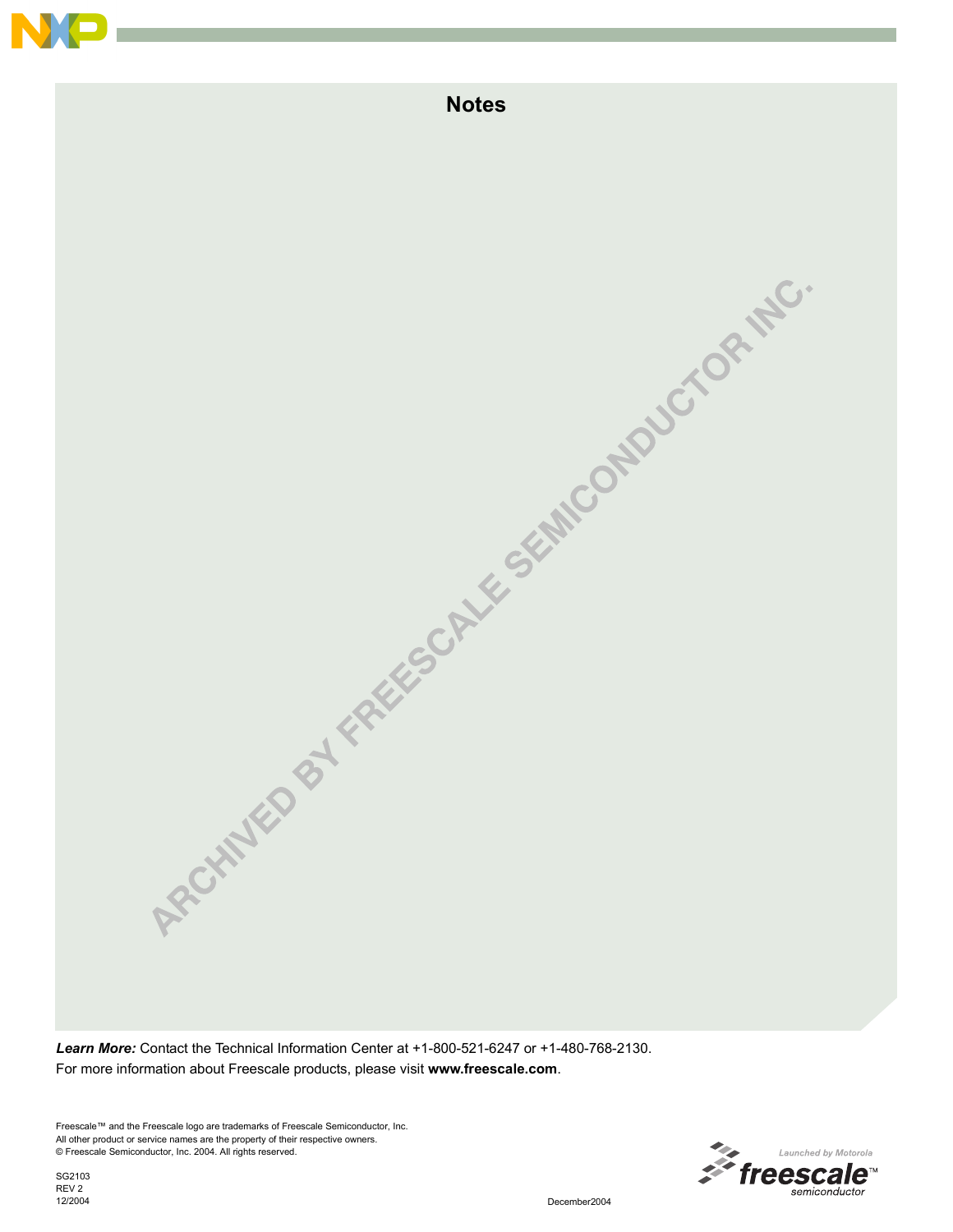## Notes

ARCHIVED BY FREESCALE SEMICONDUCTOR INC.

***Learn More:*** Contact the Technical Information Center at +1-800-521-6247 or +1-480-768-2130.
For more information about Freescale products, please visit **www.freescale.com**.

Freescale™ and the Freescale logo are trademarks of Freescale Semiconductor, Inc.
All other product or service names are the property of their respective owners.
© Freescale Semiconductor, Inc. 2004. All rights reserved.

SG2103
REV 2
12/2004

December2004